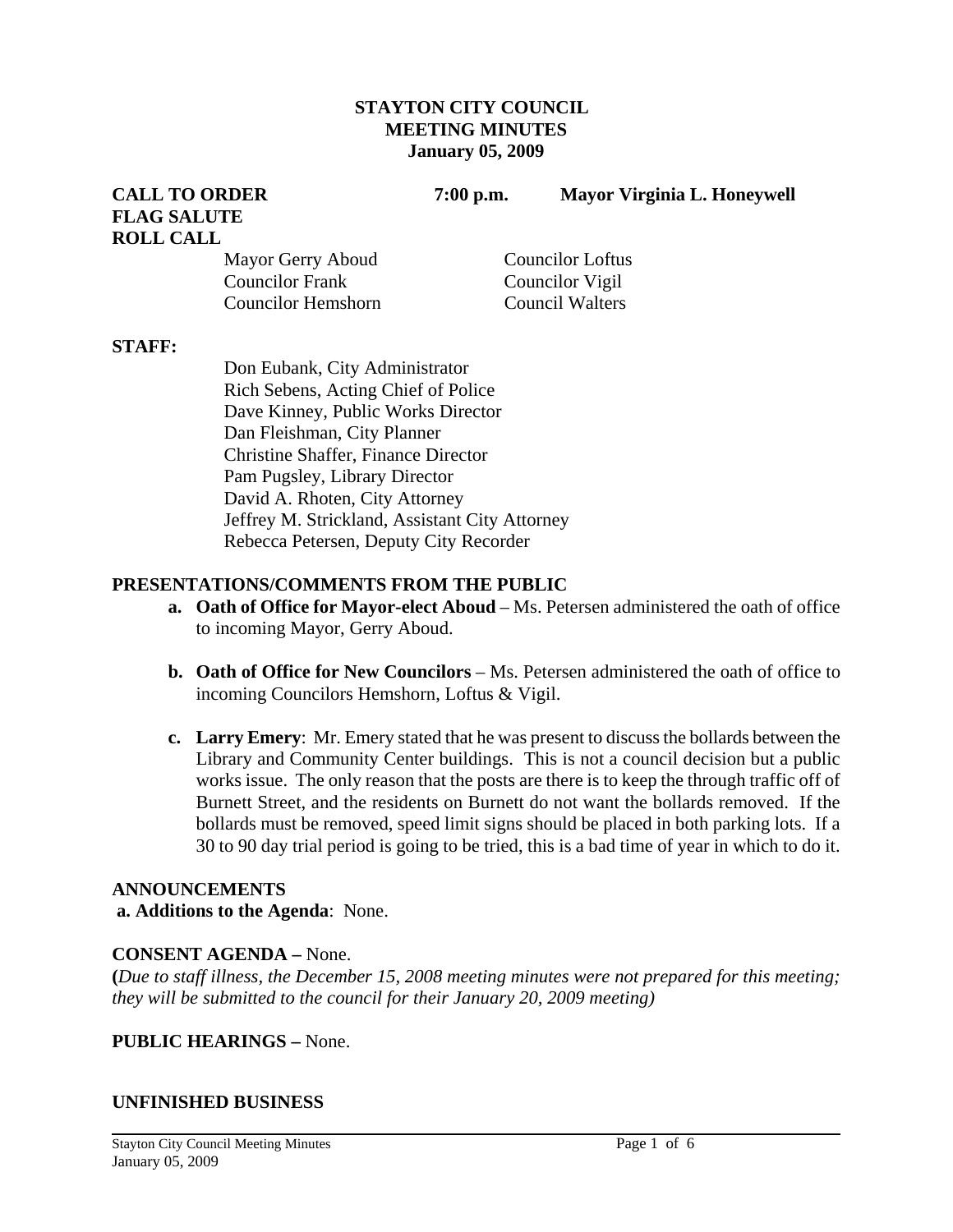**STAYTON CITY COUNCIL**
**MEETING MINUTES**
**January 05, 2009**

**CALL TO ORDER** **7:00 p.m.** **Mayor Virginia L. Honeywell**
**FLAG SALUTE**
**ROLL CALL**

| | |
|---|---|
| Mayor Gerry Aboud | Councilor Loftus |
| Councilor Frank | Councilor Vigil |
| Councilor Hemshorn | Council Walters |

**STAFF:**

Don Eubank, City Administrator
Rich Sebens, Acting Chief of Police
Dave Kinney, Public Works Director
Dan Fleishman, City Planner
Christine Shaffer, Finance Director
Pam Pugsley, Library Director
David A. Rhoten, City Attorney
Jeffrey M. Strickland, Assistant City Attorney
Rebecca Petersen, Deputy City Recorder

**PRESENTATIONS/COMMENTS FROM THE PUBLIC**

a. **Oath of Office for Mayor-elect Aboud** – Ms. Petersen administered the oath of office to incoming Mayor, Gerry Aboud.

b. **Oath of Office for New Councilors** – Ms. Petersen administered the oath of office to incoming Councilors Hemshorn, Loftus & Vigil.

c. **Larry Emery**: Mr. Emery stated that he was present to discuss the bollards between the Library and Community Center buildings. This is not a council decision but a public works issue. The only reason that the posts are there is to keep the through traffic off of Burnett Street, and the residents on Burnett do not want the bollards removed. If the bollards must be removed, speed limit signs should be placed in both parking lots. If a 30 to 90 day trial period is going to be tried, this is a bad time of year in which to do it.

**ANNOUNCEMENTS**

**a. Additions to the Agenda**: None.

**CONSENT AGENDA –** None.
**(***Due to staff illness, the December 15, 2008 meeting minutes were not prepared for this meeting; they will be submitted to the council for their January 20, 2009 meeting)*

**PUBLIC HEARINGS –** None.

**UNFINISHED BUSINESS**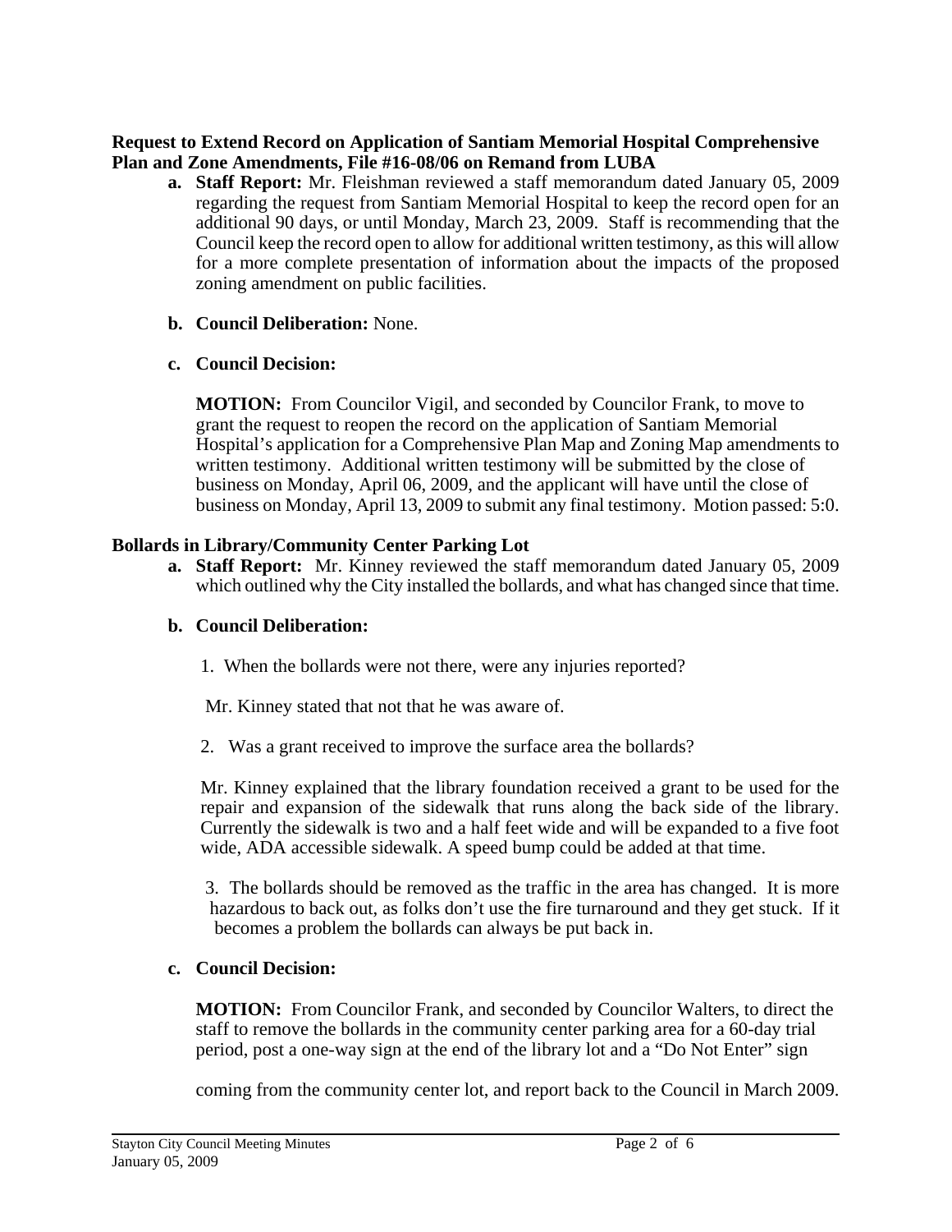**Request to Extend Record on Application of Santiam Memorial Hospital Comprehensive Plan and Zone Amendments, File #16-08/06 on Remand from LUBA**

a. **Staff Report:** Mr. Fleishman reviewed a staff memorandum dated January 05, 2009 regarding the request from Santiam Memorial Hospital to keep the record open for an additional 90 days, or until Monday, March 23, 2009. Staff is recommending that the Council keep the record open to allow for additional written testimony, as this will allow for a more complete presentation of information about the impacts of the proposed zoning amendment on public facilities.

b. **Council Deliberation:** None.

c. **Council Decision:**

**MOTION:** From Councilor Vigil, and seconded by Councilor Frank, to move to grant the request to reopen the record on the application of Santiam Memorial Hospital's application for a Comprehensive Plan Map and Zoning Map amendments to written testimony. Additional written testimony will be submitted by the close of business on Monday, April 06, 2009, and the applicant will have until the close of business on Monday, April 13, 2009 to submit any final testimony. Motion passed: 5:0.

**Bollards in Library/Community Center Parking Lot**

a. **Staff Report:** Mr. Kinney reviewed the staff memorandum dated January 05, 2009 which outlined why the City installed the bollards, and what has changed since that time.

b. **Council Deliberation:**

1. When the bollards were not there, were any injuries reported?

Mr. Kinney stated that not that he was aware of.

2. Was a grant received to improve the surface area the bollards?

Mr. Kinney explained that the library foundation received a grant to be used for the repair and expansion of the sidewalk that runs along the back side of the library. Currently the sidewalk is two and a half feet wide and will be expanded to a five foot wide, ADA accessible sidewalk. A speed bump could be added at that time.

3. The bollards should be removed as the traffic in the area has changed. It is more hazardous to back out, as folks don't use the fire turnaround and they get stuck. If it becomes a problem the bollards can always be put back in.

c. **Council Decision:**

**MOTION:** From Councilor Frank, and seconded by Councilor Walters, to direct the staff to remove the bollards in the community center parking area for a 60-day trial period, post a one-way sign at the end of the library lot and a "Do Not Enter" sign coming from the community center lot, and report back to the Council in March 2009.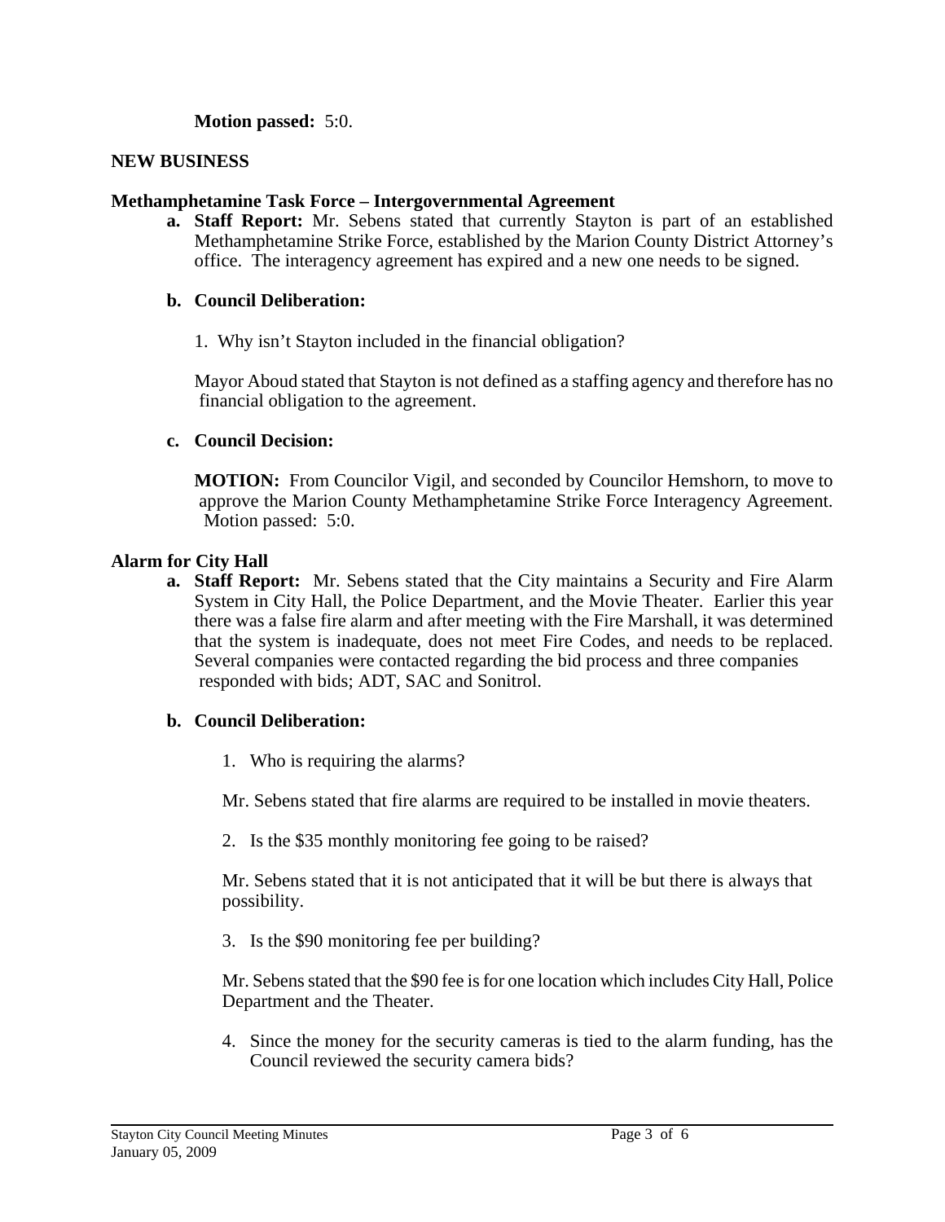**Motion passed:** 5:0.

**NEW BUSINESS**

**Methamphetamine Task Force – Intergovernmental Agreement**

**a. Staff Report:** Mr. Sebens stated that currently Stayton is part of an established Methamphetamine Strike Force, established by the Marion County District Attorney's office. The interagency agreement has expired and a new one needs to be signed.

**b. Council Deliberation:**

1. Why isn't Stayton included in the financial obligation?

Mayor Aboud stated that Stayton is not defined as a staffing agency and therefore has no financial obligation to the agreement.

**c. Council Decision:**

**MOTION:** From Councilor Vigil, and seconded by Councilor Hemshorn, to move to approve the Marion County Methamphetamine Strike Force Interagency Agreement. Motion passed: 5:0.

**Alarm for City Hall**

**a. Staff Report:** Mr. Sebens stated that the City maintains a Security and Fire Alarm System in City Hall, the Police Department, and the Movie Theater. Earlier this year there was a false fire alarm and after meeting with the Fire Marshall, it was determined that the system is inadequate, does not meet Fire Codes, and needs to be replaced. Several companies were contacted regarding the bid process and three companies responded with bids; ADT, SAC and Sonitrol.

**b. Council Deliberation:**

1. Who is requiring the alarms?

Mr. Sebens stated that fire alarms are required to be installed in movie theaters.

2. Is the $35 monthly monitoring fee going to be raised?

Mr. Sebens stated that it is not anticipated that it will be but there is always that possibility.

3. Is the $90 monitoring fee per building?

Mr. Sebens stated that the $90 fee is for one location which includes City Hall, Police Department and the Theater.

4. Since the money for the security cameras is tied to the alarm funding, has the Council reviewed the security camera bids?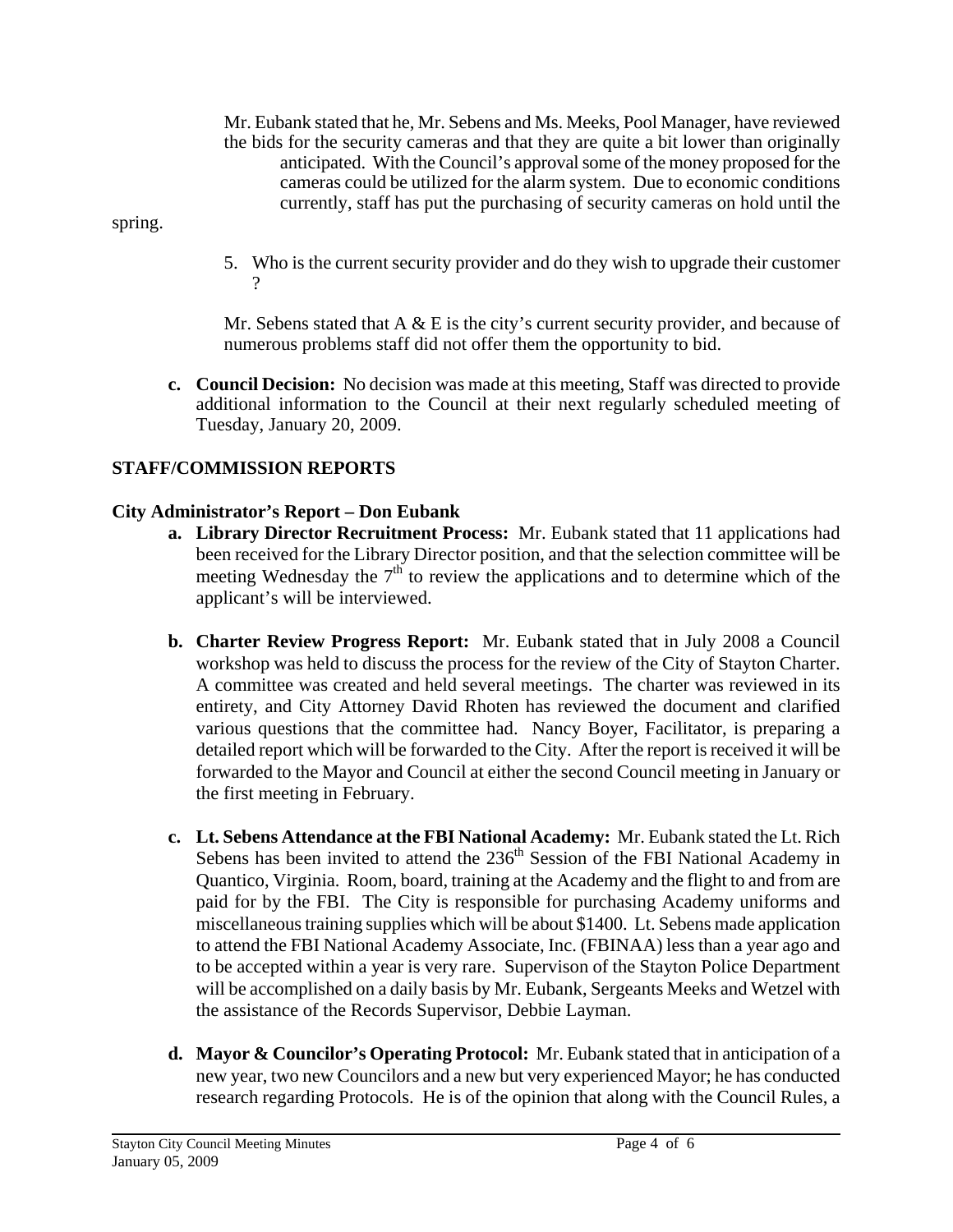Mr. Eubank stated that he, Mr. Sebens and Ms. Meeks, Pool Manager, have reviewed the bids for the security cameras and that they are quite a bit lower than originally anticipated. With the Council's approval some of the money proposed for the cameras could be utilized for the alarm system. Due to economic conditions currently, staff has put the purchasing of security cameras on hold until the spring.

5. Who is the current security provider and do they wish to upgrade their customer ?

Mr. Sebens stated that A & E is the city's current security provider, and because of numerous problems staff did not offer them the opportunity to bid.

**c. Council Decision:** No decision was made at this meeting, Staff was directed to provide additional information to the Council at their next regularly scheduled meeting of Tuesday, January 20, 2009.

## STAFF/COMMISSION REPORTS

### City Administrator's Report – Don Eubank

**a. Library Director Recruitment Process:** Mr. Eubank stated that 11 applications had been received for the Library Director position, and that the selection committee will be meeting Wednesday the 7th to review the applications and to determine which of the applicant's will be interviewed.

**b. Charter Review Progress Report:** Mr. Eubank stated that in July 2008 a Council workshop was held to discuss the process for the review of the City of Stayton Charter. A committee was created and held several meetings. The charter was reviewed in its entirety, and City Attorney David Rhoten has reviewed the document and clarified various questions that the committee had. Nancy Boyer, Facilitator, is preparing a detailed report which will be forwarded to the City. After the report is received it will be forwarded to the Mayor and Council at either the second Council meeting in January or the first meeting in February.

**c. Lt. Sebens Attendance at the FBI National Academy:** Mr. Eubank stated the Lt. Rich Sebens has been invited to attend the 236th Session of the FBI National Academy in Quantico, Virginia. Room, board, training at the Academy and the flight to and from are paid for by the FBI. The City is responsible for purchasing Academy uniforms and miscellaneous training supplies which will be about $1400. Lt. Sebens made application to attend the FBI National Academy Associate, Inc. (FBINAA) less than a year ago and to be accepted within a year is very rare. Supervison of the Stayton Police Department will be accomplished on a daily basis by Mr. Eubank, Sergeants Meeks and Wetzel with the assistance of the Records Supervisor, Debbie Layman.

**d. Mayor & Councilor's Operating Protocol:** Mr. Eubank stated that in anticipation of a new year, two new Councilors and a new but very experienced Mayor; he has conducted research regarding Protocols. He is of the opinion that along with the Council Rules, a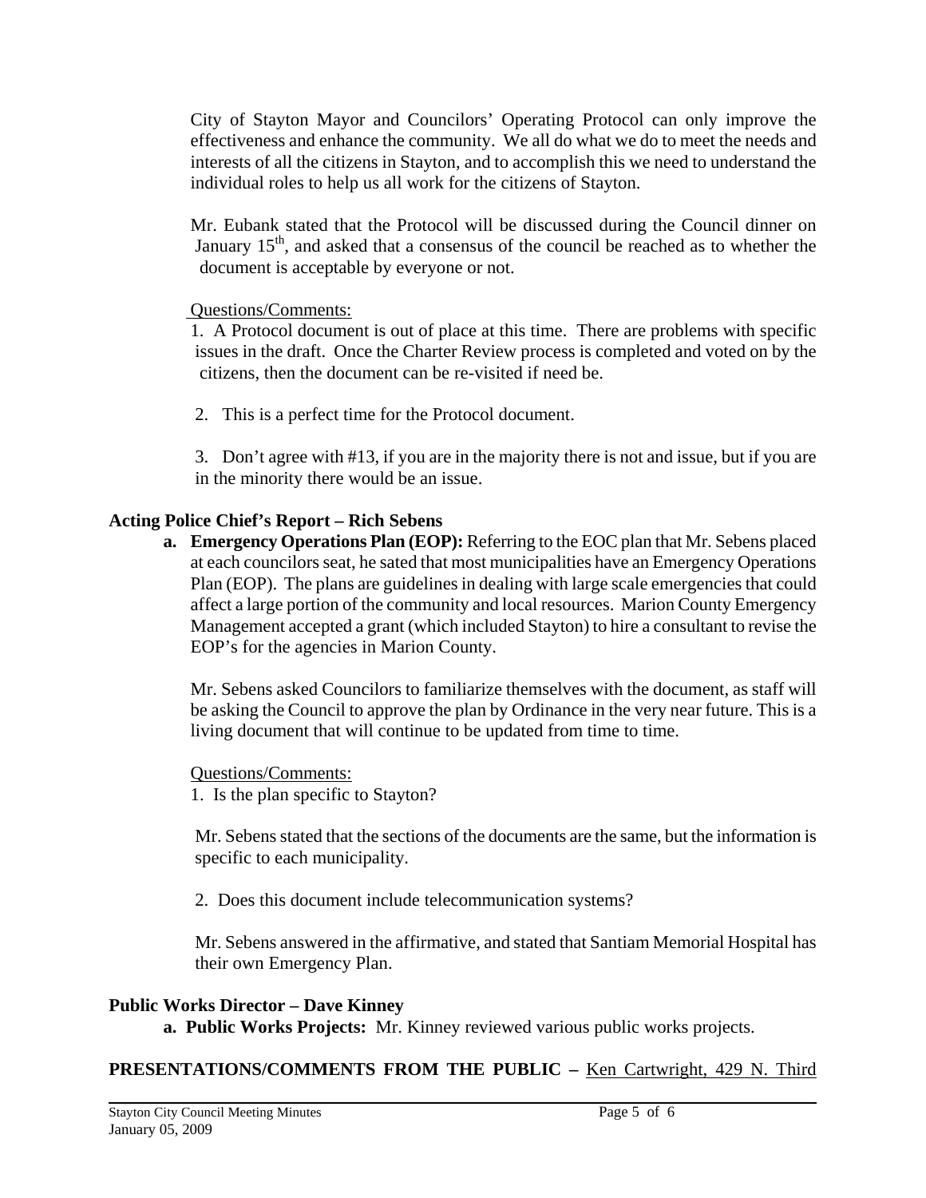City of Stayton Mayor and Councilors' Operating Protocol can only improve the effectiveness and enhance the community. We all do what we do to meet the needs and interests of all the citizens in Stayton, and to accomplish this we need to understand the individual roles to help us all work for the citizens of Stayton.

Mr. Eubank stated that the Protocol will be discussed during the Council dinner on January 15th, and asked that a consensus of the council be reached as to whether the document is acceptable by everyone or not.

Questions/Comments:

1. A Protocol document is out of place at this time. There are problems with specific issues in the draft. Once the Charter Review process is completed and voted on by the citizens, then the document can be re-visited if need be.

2. This is a perfect time for the Protocol document.

3. Don't agree with #13, if you are in the majority there is not and issue, but if you are in the minority there would be an issue.

**Acting Police Chief's Report – Rich Sebens**

**a. Emergency Operations Plan (EOP):** Referring to the EOC plan that Mr. Sebens placed at each councilors seat, he sated that most municipalities have an Emergency Operations Plan (EOP). The plans are guidelines in dealing with large scale emergencies that could affect a large portion of the community and local resources. Marion County Emergency Management accepted a grant (which included Stayton) to hire a consultant to revise the EOP's for the agencies in Marion County.

Mr. Sebens asked Councilors to familiarize themselves with the document, as staff will be asking the Council to approve the plan by Ordinance in the very near future. This is a living document that will continue to be updated from time to time.

Questions/Comments:

1. Is the plan specific to Stayton?

Mr. Sebens stated that the sections of the documents are the same, but the information is specific to each municipality.

2. Does this document include telecommunication systems?

Mr. Sebens answered in the affirmative, and stated that Santiam Memorial Hospital has their own Emergency Plan.

**Public Works Director – Dave Kinney**

**a. Public Works Projects:** Mr. Kinney reviewed various public works projects.

**PRESENTATIONS/COMMENTS FROM THE PUBLIC –** Ken Cartwright, 429 N. Third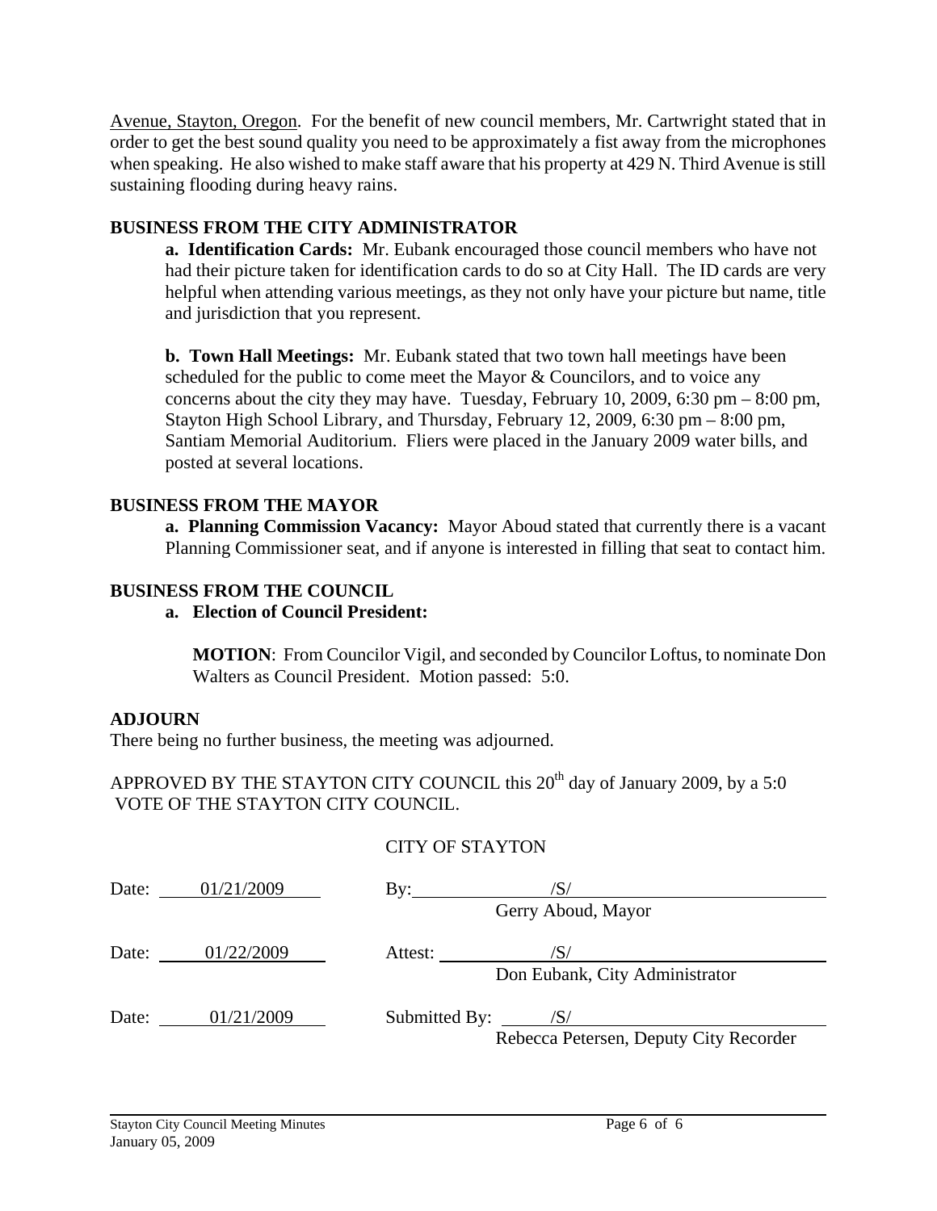Avenue, Stayton, Oregon. For the benefit of new council members, Mr. Cartwright stated that in order to get the best sound quality you need to be approximately a fist away from the microphones when speaking. He also wished to make staff aware that his property at 429 N. Third Avenue is still sustaining flooding during heavy rains.

## BUSINESS FROM THE CITY ADMINISTRATOR

**a. Identification Cards:** Mr. Eubank encouraged those council members who have not had their picture taken for identification cards to do so at City Hall. The ID cards are very helpful when attending various meetings, as they not only have your picture but name, title and jurisdiction that you represent.

**b. Town Hall Meetings:** Mr. Eubank stated that two town hall meetings have been scheduled for the public to come meet the Mayor & Councilors, and to voice any concerns about the city they may have. Tuesday, February 10, 2009, 6:30 pm – 8:00 pm, Stayton High School Library, and Thursday, February 12, 2009, 6:30 pm – 8:00 pm, Santiam Memorial Auditorium. Fliers were placed in the January 2009 water bills, and posted at several locations.

## BUSINESS FROM THE MAYOR

**a. Planning Commission Vacancy:** Mayor Aboud stated that currently there is a vacant Planning Commissioner seat, and if anyone is interested in filling that seat to contact him.

## BUSINESS FROM THE COUNCIL

**a. Election of Council President:**

**MOTION**: From Councilor Vigil, and seconded by Councilor Loftus, to nominate Don Walters as Council President. Motion passed: 5:0.

## ADJOURN

There being no further business, the meeting was adjourned.

APPROVED BY THE STAYTON CITY COUNCIL this 20th day of January 2009, by a 5:0 VOTE OF THE STAYTON CITY COUNCIL.

CITY OF STAYTON

Date: 01/21/2009 By: /S/
Gerry Aboud, Mayor

Date: 01/22/2009 Attest: /S/
Don Eubank, City Administrator

Date: 01/21/2009 Submitted By: /S/
Rebecca Petersen, Deputy City Recorder